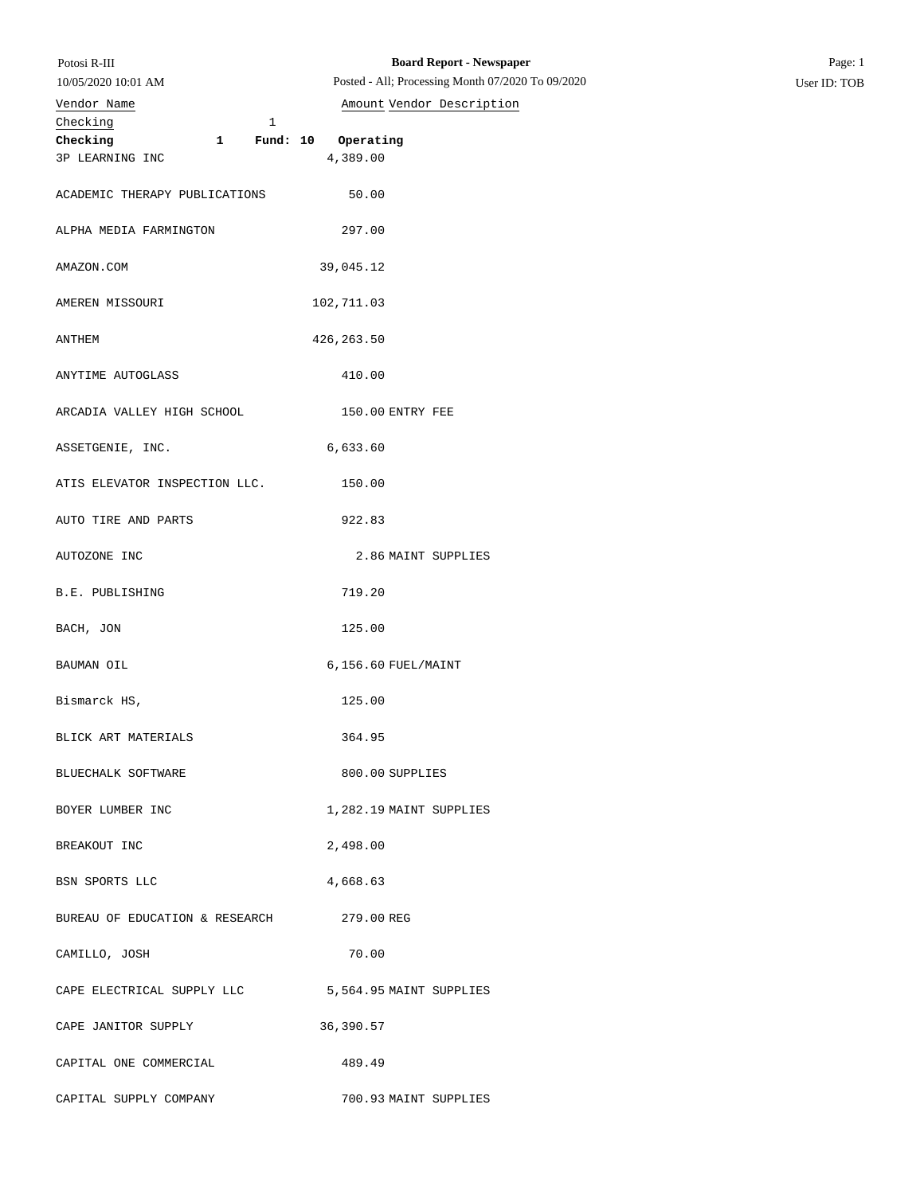Potosi R-III

10/05/2020 10:01 AM

**Board Report - Newspaper**

Posted - All; Processing Month 07/2020 To 09/2020

User ID: TOB

| Vendor Name | Amount | Vendor Description |
|---|---|---|
| Checking 1 | | |
| **Checking 1 Fund: 10 Operating** | | |
| 3P LEARNING INC | 4,389.00 | |
| ACADEMIC THERAPY PUBLICATIONS | 50.00 | |
| ALPHA MEDIA FARMINGTON | 297.00 | |
| AMAZON.COM | 39,045.12 | |
| AMEREN MISSOURI | 102,711.03 | |
| ANTHEM | 426,263.50 | |
| ANYTIME AUTOGLASS | 410.00 | |
| ARCADIA VALLEY HIGH SCHOOL | 150.00 | ENTRY FEE |
| ASSETGENIE, INC. | 6,633.60 | |
| ATIS ELEVATOR INSPECTION LLC. | 150.00 | |
| AUTO TIRE AND PARTS | 922.83 | |
| AUTOZONE INC | 2.86 | MAINT SUPPLIES |
| B.E. PUBLISHING | 719.20 | |
| BACH, JON | 125.00 | |
| BAUMAN OIL | 6,156.60 | FUEL/MAINT |
| Bismarck HS, | 125.00 | |
| BLICK ART MATERIALS | 364.95 | |
| BLUECHALK SOFTWARE | 800.00 | SUPPLIES |
| BOYER LUMBER INC | 1,282.19 | MAINT SUPPLIES |
| BREAKOUT INC | 2,498.00 | |
| BSN SPORTS LLC | 4,668.63 | |
| BUREAU OF EDUCATION & RESEARCH | 279.00 | REG |
| CAMILLO, JOSH | 70.00 | |
| CAPE ELECTRICAL SUPPLY LLC | 5,564.95 | MAINT SUPPLIES |
| CAPE JANITOR SUPPLY | 36,390.57 | |
| CAPITAL ONE COMMERCIAL | 489.49 | |
| CAPITAL SUPPLY COMPANY | 700.93 | MAINT SUPPLIES |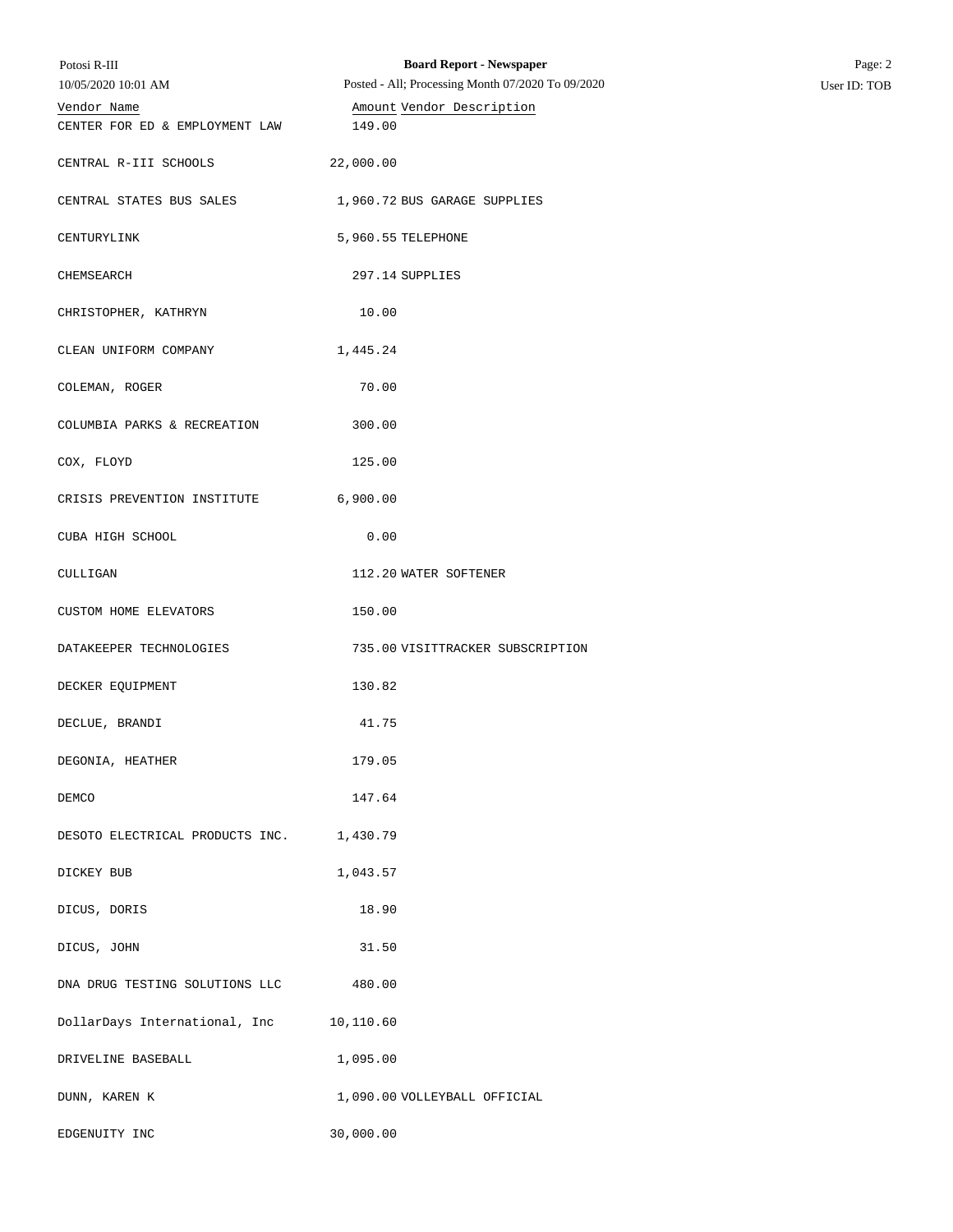| Vendor Name | Amount | Vendor Description |
|---|---|---|
| CENTER FOR ED & EMPLOYMENT LAW | 149.00 | |
| CENTRAL R-III SCHOOLS | 22,000.00 | |
| CENTRAL STATES BUS SALES | 1,960.72 | BUS GARAGE SUPPLIES |
| CENTURYLINK | 5,960.55 | TELEPHONE |
| CHEMSEARCH | 297.14 | SUPPLIES |
| CHRISTOPHER, KATHRYN | 10.00 | |
| CLEAN UNIFORM COMPANY | 1,445.24 | |
| COLEMAN, ROGER | 70.00 | |
| COLUMBIA PARKS & RECREATION | 300.00 | |
| COX, FLOYD | 125.00 | |
| CRISIS PREVENTION INSTITUTE | 6,900.00 | |
| CUBA HIGH SCHOOL | 0.00 | |
| CULLIGAN | 112.20 | WATER SOFTENER |
| CUSTOM HOME ELEVATORS | 150.00 | |
| DATAKEEPER TECHNOLOGIES | 735.00 | VISITTRACKER SUBSCRIPTION |
| DECKER EQUIPMENT | 130.82 | |
| DECLUE, BRANDI | 41.75 | |
| DEGONIA, HEATHER | 179.05 | |
| DEMCO | 147.64 | |
| DESOTO ELECTRICAL PRODUCTS INC. | 1,430.79 | |
| DICKEY BUB | 1,043.57 | |
| DICUS, DORIS | 18.90 | |
| DICUS, JOHN | 31.50 | |
| DNA DRUG TESTING SOLUTIONS LLC | 480.00 | |
| DollarDays International, Inc | 10,110.60 | |
| DRIVELINE BASEBALL | 1,095.00 | |
| DUNN, KAREN K | 1,090.00 | VOLLEYBALL OFFICIAL |
| EDGENUITY INC | 30,000.00 | |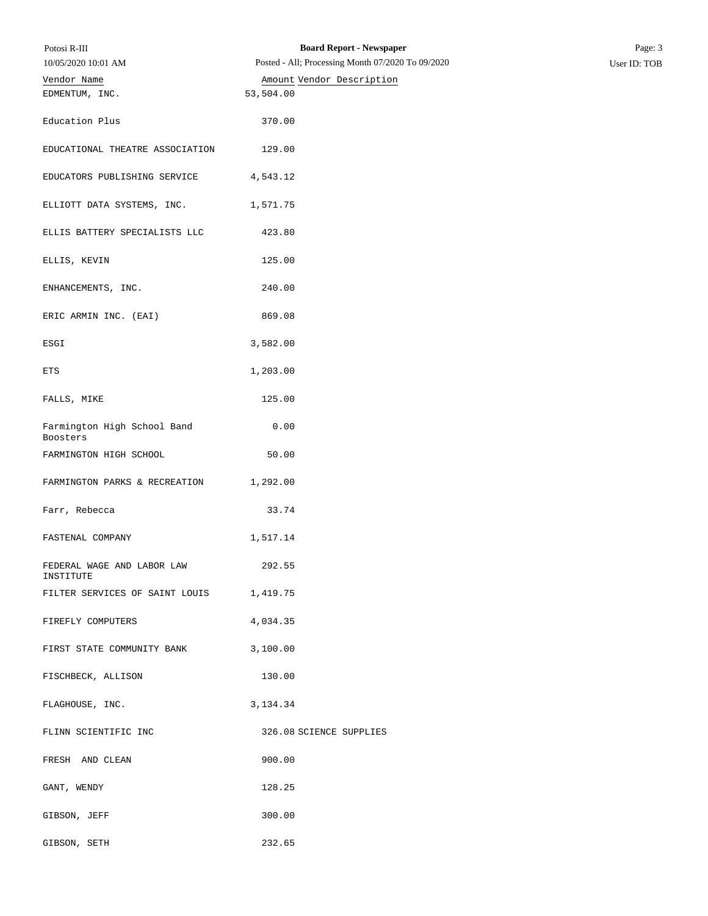| Vendor Name | Amount | Vendor Description |
| --- | --- | --- |
| EDMENTUM, INC. | 53,504.00 | |
| Education Plus | 370.00 | |
| EDUCATIONAL THEATRE ASSOCIATION | 129.00 | |
| EDUCATORS PUBLISHING SERVICE | 4,543.12 | |
| ELLIOTT DATA SYSTEMS, INC. | 1,571.75 | |
| ELLIS BATTERY SPECIALISTS LLC | 423.80 | |
| ELLIS, KEVIN | 125.00 | |
| ENHANCEMENTS, INC. | 240.00 | |
| ERIC ARMIN INC. (EAI) | 869.08 | |
| ESGI | 3,582.00 | |
| ETS | 1,203.00 | |
| FALLS, MIKE | 125.00 | |
| Farmington High School Band Boosters | 0.00 | |
| FARMINGTON HIGH SCHOOL | 50.00 | |
| FARMINGTON PARKS & RECREATION | 1,292.00 | |
| Farr, Rebecca | 33.74 | |
| FASTENAL COMPANY | 1,517.14 | |
| FEDERAL WAGE AND LABOR LAW INSTITUTE | 292.55 | |
| FILTER SERVICES OF SAINT LOUIS | 1,419.75 | |
| FIREFLY COMPUTERS | 4,034.35 | |
| FIRST STATE COMMUNITY BANK | 3,100.00 | |
| FISCHBECK, ALLISON | 130.00 | |
| FLAGHOUSE, INC. | 3,134.34 | |
| FLINN SCIENTIFIC INC | 326.08 | SCIENCE SUPPLIES |
| FRESH AND CLEAN | 900.00 | |
| GANT, WENDY | 128.25 | |
| GIBSON, JEFF | 300.00 | |
| GIBSON, SETH | 232.65 | |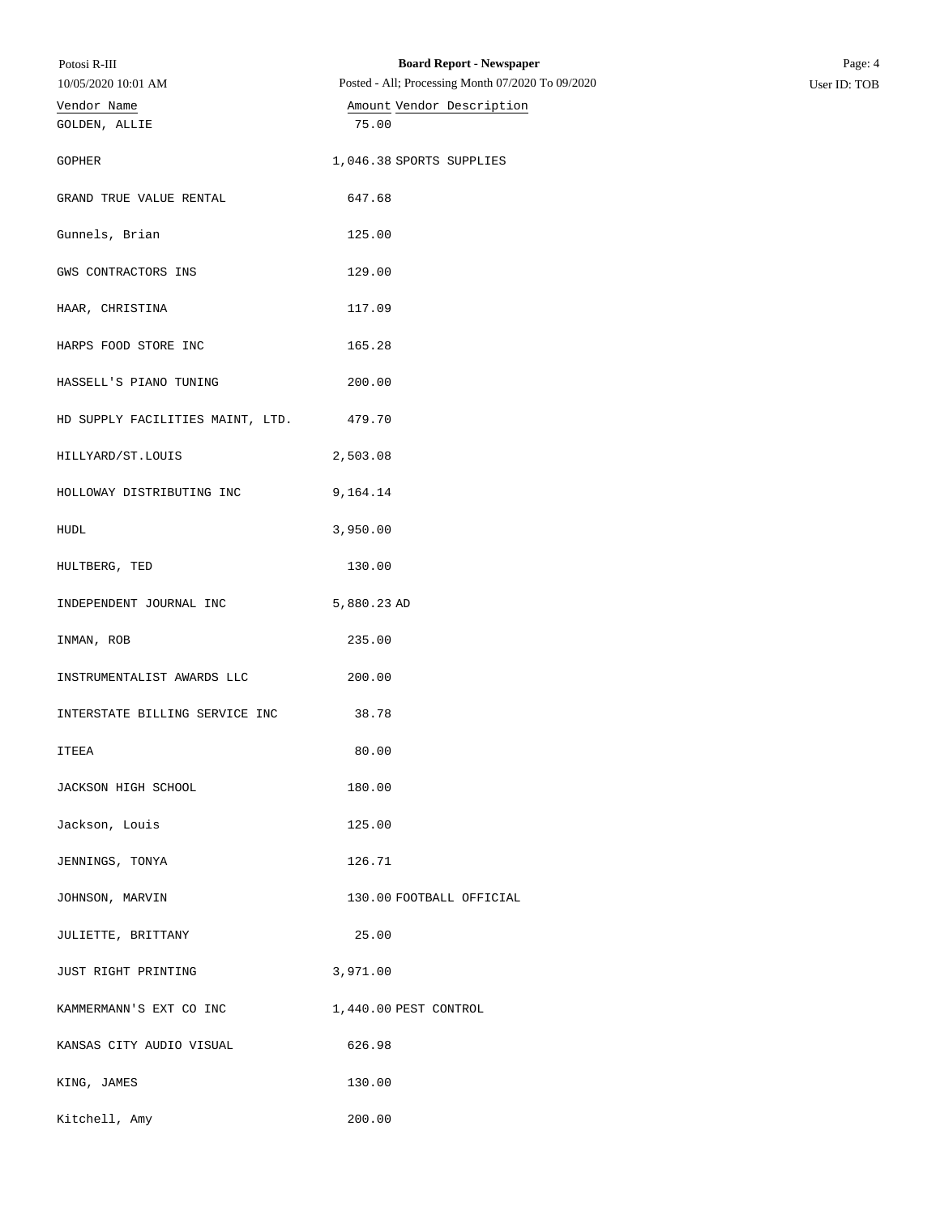| Vendor Name | Amount | Vendor Description |
| --- | --- | --- |
| GOLDEN, ALLIE | 75.00 | |
| GOPHER | 1,046.38 | SPORTS SUPPLIES |
| GRAND TRUE VALUE RENTAL | 647.68 | |
| Gunnels, Brian | 125.00 | |
| GWS CONTRACTORS INS | 129.00 | |
| HAAR, CHRISTINA | 117.09 | |
| HARPS FOOD STORE INC | 165.28 | |
| HASSELL'S PIANO TUNING | 200.00 | |
| HD SUPPLY FACILITIES MAINT, LTD. | 479.70 | |
| HILLYARD/ST.LOUIS | 2,503.08 | |
| HOLLOWAY DISTRIBUTING INC | 9,164.14 | |
| HUDL | 3,950.00 | |
| HULTBERG, TED | 130.00 | |
| INDEPENDENT JOURNAL INC | 5,880.23 | AD |
| INMAN, ROB | 235.00 | |
| INSTRUMENTALIST AWARDS LLC | 200.00 | |
| INTERSTATE BILLING SERVICE INC | 38.78 | |
| ITEEA | 80.00 | |
| JACKSON HIGH SCHOOL | 180.00 | |
| Jackson, Louis | 125.00 | |
| JENNINGS, TONYA | 126.71 | |
| JOHNSON, MARVIN | 130.00 | FOOTBALL OFFICIAL |
| JULIETTE, BRITTANY | 25.00 | |
| JUST RIGHT PRINTING | 3,971.00 | |
| KAMMERMANN'S EXT CO INC | 1,440.00 | PEST CONTROL |
| KANSAS CITY AUDIO VISUAL | 626.98 | |
| KING, JAMES | 130.00 | |
| Kitchell, Amy | 200.00 | |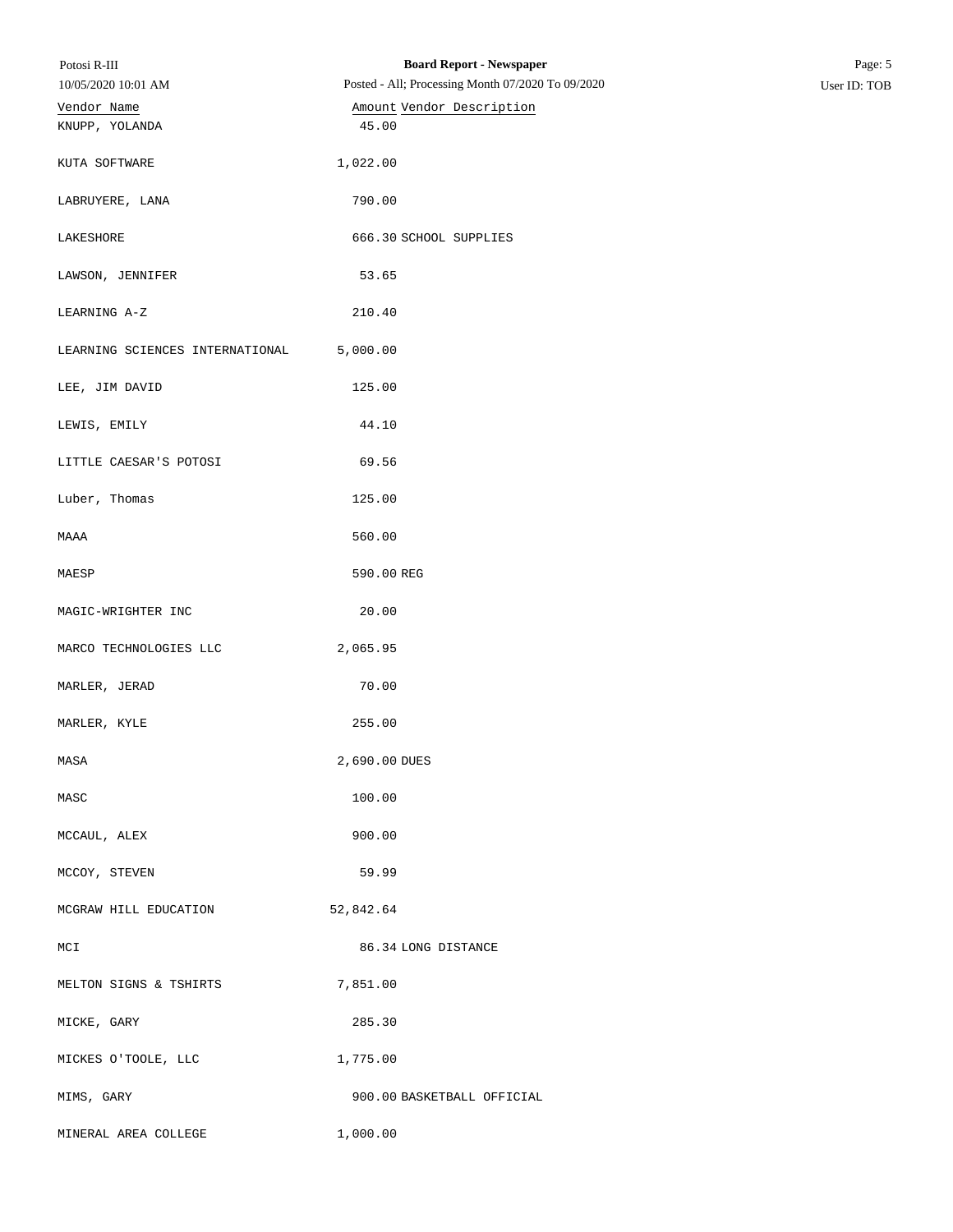| Vendor Name | Amount | Vendor Description |
|---|---|---|
| KNUPP, YOLANDA | 45.00 | |
| KUTA SOFTWARE | 1,022.00 | |
| LABRUYERE, LANA | 790.00 | |
| LAKESHORE | 666.30 | SCHOOL SUPPLIES |
| LAWSON, JENNIFER | 53.65 | |
| LEARNING A-Z | 210.40 | |
| LEARNING SCIENCES INTERNATIONAL | 5,000.00 | |
| LEE, JIM DAVID | 125.00 | |
| LEWIS, EMILY | 44.10 | |
| LITTLE CAESAR'S POTOSI | 69.56 | |
| Luber, Thomas | 125.00 | |
| MAAA | 560.00 | |
| MAESP | 590.00 | REG |
| MAGIC-WRIGHTER INC | 20.00 | |
| MARCO TECHNOLOGIES LLC | 2,065.95 | |
| MARLER, JERAD | 70.00 | |
| MARLER, KYLE | 255.00 | |
| MASA | 2,690.00 | DUES |
| MASC | 100.00 | |
| MCCAUL, ALEX | 900.00 | |
| MCCOY, STEVEN | 59.99 | |
| MCGRAW HILL EDUCATION | 52,842.64 | |
| MCI | 86.34 | LONG DISTANCE |
| MELTON SIGNS & TSHIRTS | 7,851.00 | |
| MICKE, GARY | 285.30 | |
| MICKES O'TOOLE, LLC | 1,775.00 | |
| MIMS, GARY | 900.00 | BASKETBALL OFFICIAL |
| MINERAL AREA COLLEGE | 1,000.00 | |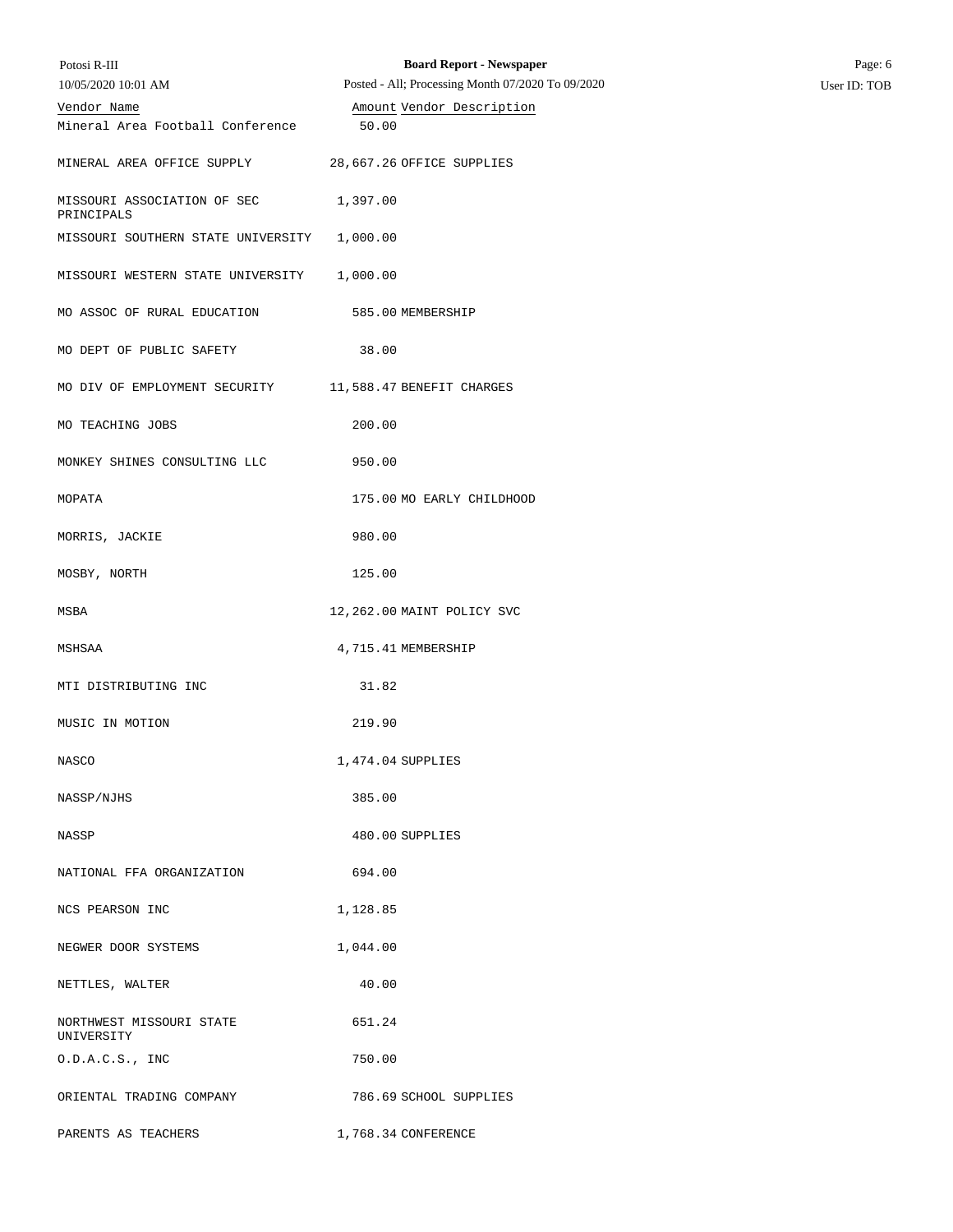| Vendor Name | Amount | Vendor Description |
| --- | --- | --- |
| Mineral Area Football Conference | 50.00 | |
| MINERAL AREA OFFICE SUPPLY | 28,667.26 | OFFICE SUPPLIES |
| MISSOURI ASSOCIATION OF SEC PRINCIPALS | 1,397.00 | |
| MISSOURI SOUTHERN STATE UNIVERSITY | 1,000.00 | |
| MISSOURI WESTERN STATE UNIVERSITY | 1,000.00 | |
| MO ASSOC OF RURAL EDUCATION | 585.00 | MEMBERSHIP |
| MO DEPT OF PUBLIC SAFETY | 38.00 | |
| MO DIV OF EMPLOYMENT SECURITY | 11,588.47 | BENEFIT CHARGES |
| MO TEACHING JOBS | 200.00 | |
| MONKEY SHINES CONSULTING LLC | 950.00 | |
| MOPATA | 175.00 | MO EARLY CHILDHOOD |
| MORRIS, JACKIE | 980.00 | |
| MOSBY, NORTH | 125.00 | |
| MSBA | 12,262.00 | MAINT POLICY SVC |
| MSHSAA | 4,715.41 | MEMBERSHIP |
| MTI DISTRIBUTING INC | 31.82 | |
| MUSIC IN MOTION | 219.90 | |
| NASCO | 1,474.04 | SUPPLIES |
| NASSP/NJHS | 385.00 | |
| NASSP | 480.00 | SUPPLIES |
| NATIONAL FFA ORGANIZATION | 694.00 | |
| NCS PEARSON INC | 1,128.85 | |
| NEGWER DOOR SYSTEMS | 1,044.00 | |
| NETTLES, WALTER | 40.00 | |
| NORTHWEST MISSOURI STATE UNIVERSITY | 651.24 | |
| O.D.A.C.S., INC | 750.00 | |
| ORIENTAL TRADING COMPANY | 786.69 | SCHOOL SUPPLIES |
| PARENTS AS TEACHERS | 1,768.34 | CONFERENCE |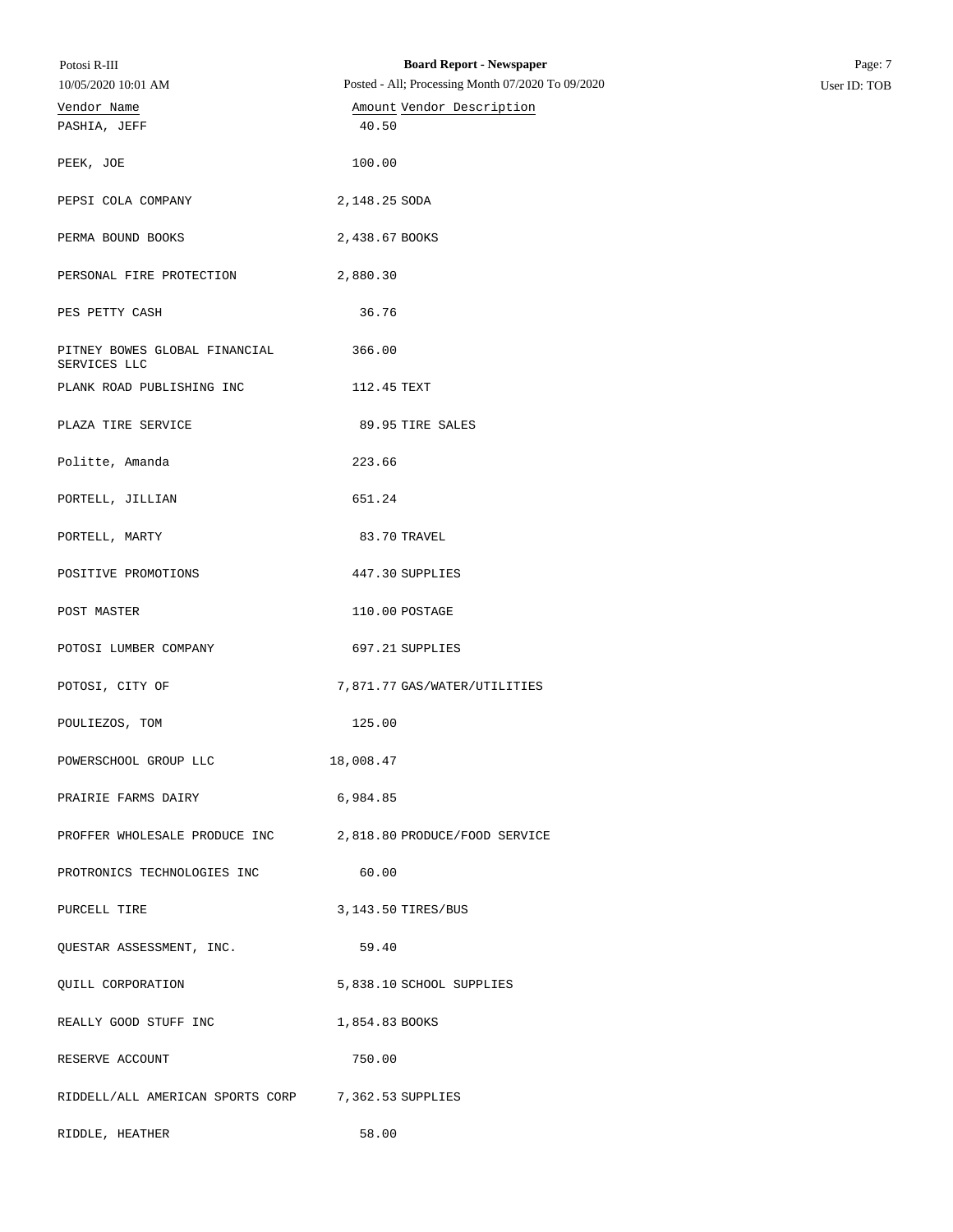| Vendor Name | Amount | Vendor Description |
|---|---|---|
| PASHIA, JEFF | 40.50 | |
| PEEK, JOE | 100.00 | |
| PEPSI COLA COMPANY | 2,148.25 | SODA |
| PERMA BOUND BOOKS | 2,438.67 | BOOKS |
| PERSONAL FIRE PROTECTION | 2,880.30 | |
| PES PETTY CASH | 36.76 | |
| PITNEY BOWES GLOBAL FINANCIAL SERVICES LLC | 366.00 | |
| PLANK ROAD PUBLISHING INC | 112.45 | TEXT |
| PLAZA TIRE SERVICE | 89.95 | TIRE SALES |
| Politte, Amanda | 223.66 | |
| PORTELL, JILLIAN | 651.24 | |
| PORTELL, MARTY | 83.70 | TRAVEL |
| POSITIVE PROMOTIONS | 447.30 | SUPPLIES |
| POST MASTER | 110.00 | POSTAGE |
| POTOSI LUMBER COMPANY | 697.21 | SUPPLIES |
| POTOSI, CITY OF | 7,871.77 | GAS/WATER/UTILITIES |
| POULIEZOS, TOM | 125.00 | |
| POWERSCHOOL GROUP LLC | 18,008.47 | |
| PRAIRIE FARMS DAIRY | 6,984.85 | |
| PROFFER WHOLESALE PRODUCE INC | 2,818.80 | PRODUCE/FOOD SERVICE |
| PROTRONICS TECHNOLOGIES INC | 60.00 | |
| PURCELL TIRE | 3,143.50 | TIRES/BUS |
| QUESTAR ASSESSMENT, INC. | 59.40 | |
| QUILL CORPORATION | 5,838.10 | SCHOOL SUPPLIES |
| REALLY GOOD STUFF INC | 1,854.83 | BOOKS |
| RESERVE ACCOUNT | 750.00 | |
| RIDDELL/ALL AMERICAN SPORTS CORP | 7,362.53 | SUPPLIES |
| RIDDLE, HEATHER | 58.00 | |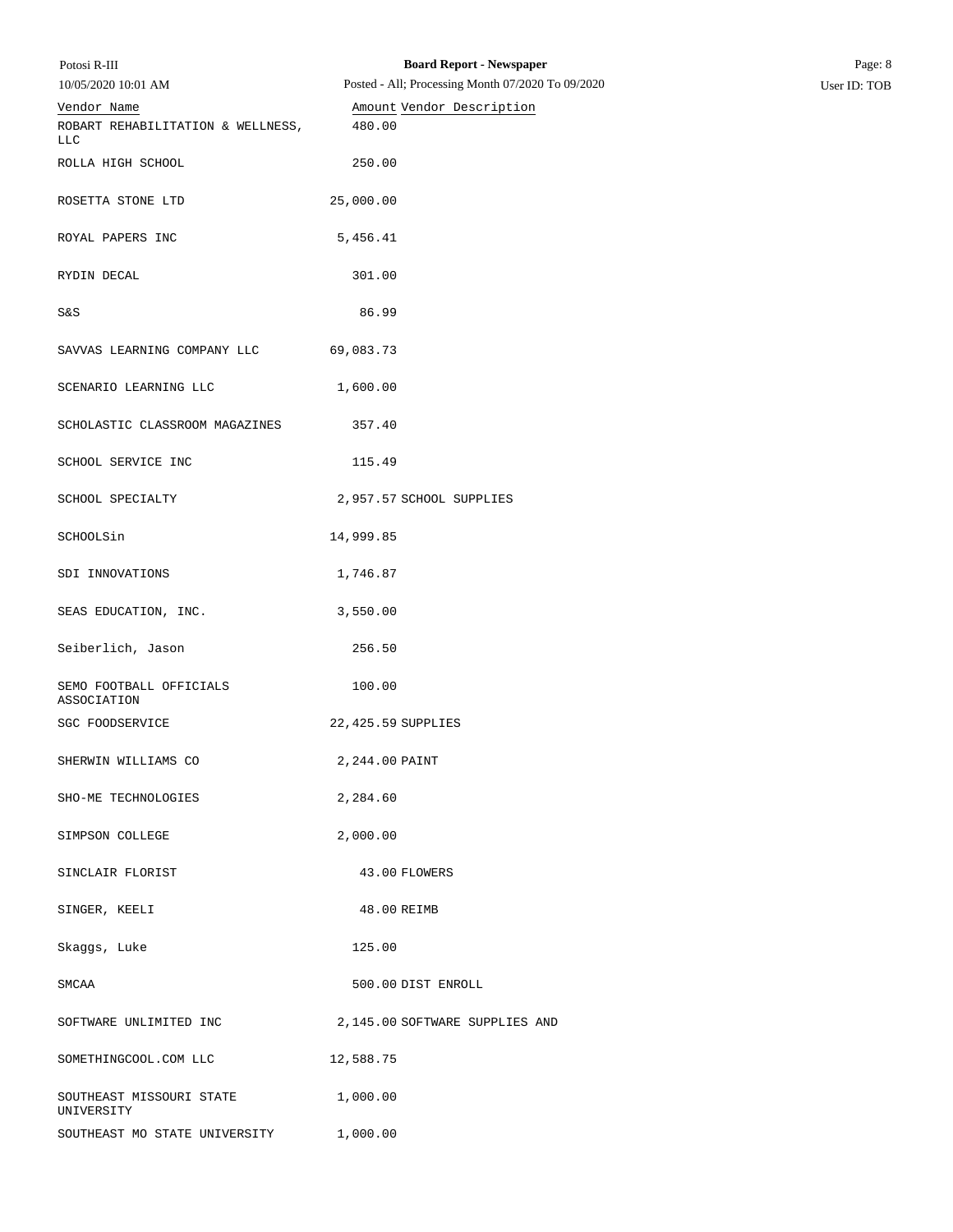| Vendor Name | Amount | Vendor Description |
| --- | --- | --- |
| ROBART REHABILITATION & WELLNESS, LLC | 480.00 | |
| ROLLA HIGH SCHOOL | 250.00 | |
| ROSETTA STONE LTD | 25,000.00 | |
| ROYAL PAPERS INC | 5,456.41 | |
| RYDIN DECAL | 301.00 | |
| S&S | 86.99 | |
| SAVVAS LEARNING COMPANY LLC | 69,083.73 | |
| SCENARIO LEARNING LLC | 1,600.00 | |
| SCHOLASTIC CLASSROOM MAGAZINES | 357.40 | |
| SCHOOL SERVICE INC | 115.49 | |
| SCHOOL SPECIALTY | 2,957.57 | SCHOOL SUPPLIES |
| SCHOOLSin | 14,999.85 | |
| SDI INNOVATIONS | 1,746.87 | |
| SEAS EDUCATION, INC. | 3,550.00 | |
| Seiberlich, Jason | 256.50 | |
| SEMO FOOTBALL OFFICIALS ASSOCIATION | 100.00 | |
| SGC FOODSERVICE | 22,425.59 | SUPPLIES |
| SHERWIN WILLIAMS CO | 2,244.00 | PAINT |
| SHO-ME TECHNOLOGIES | 2,284.60 | |
| SIMPSON COLLEGE | 2,000.00 | |
| SINCLAIR FLORIST | 43.00 | FLOWERS |
| SINGER, KEELI | 48.00 | REIMB |
| Skaggs, Luke | 125.00 | |
| SMCAA | 500.00 | DIST ENROLL |
| SOFTWARE UNLIMITED INC | 2,145.00 | SOFTWARE SUPPLIES AND |
| SOMETHINGCOOL.COM LLC | 12,588.75 | |
| SOUTHEAST MISSOURI STATE UNIVERSITY | 1,000.00 | |
| SOUTHEAST MO STATE UNIVERSITY | 1,000.00 | |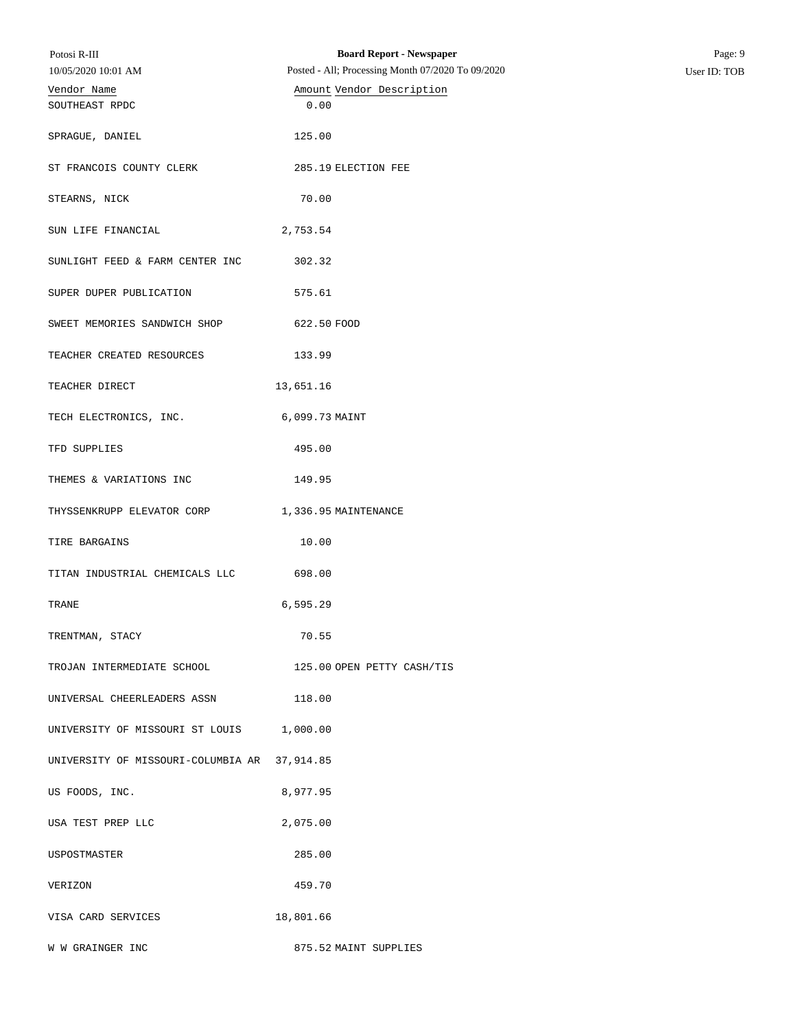| Vendor Name | Amount | Vendor Description |
| --- | --- | --- |
| SOUTHEAST RPDC | 0.00 | |
| SPRAGUE, DANIEL | 125.00 | |
| ST FRANCOIS COUNTY CLERK | 285.19 | ELECTION FEE |
| STEARNS, NICK | 70.00 | |
| SUN LIFE FINANCIAL | 2,753.54 | |
| SUNLIGHT FEED & FARM CENTER INC | 302.32 | |
| SUPER DUPER PUBLICATION | 575.61 | |
| SWEET MEMORIES SANDWICH SHOP | 622.50 | FOOD |
| TEACHER CREATED RESOURCES | 133.99 | |
| TEACHER DIRECT | 13,651.16 | |
| TECH ELECTRONICS, INC. | 6,099.73 | MAINT |
| TFD SUPPLIES | 495.00 | |
| THEMES & VARIATIONS INC | 149.95 | |
| THYSSENKRUPP ELEVATOR CORP | 1,336.95 | MAINTENANCE |
| TIRE BARGAINS | 10.00 | |
| TITAN INDUSTRIAL CHEMICALS LLC | 698.00 | |
| TRANE | 6,595.29 | |
| TRENTMAN, STACY | 70.55 | |
| TROJAN INTERMEDIATE SCHOOL | 125.00 | OPEN PETTY CASH/TIS |
| UNIVERSAL CHEERLEADERS ASSN | 118.00 | |
| UNIVERSITY OF MISSOURI ST LOUIS | 1,000.00 | |
| UNIVERSITY OF MISSOURI-COLUMBIA AR | 37,914.85 | |
| US FOODS, INC. | 8,977.95 | |
| USA TEST PREP LLC | 2,075.00 | |
| USPOSTMASTER | 285.00 | |
| VERIZON | 459.70 | |
| VISA CARD SERVICES | 18,801.66 | |
| W W GRAINGER INC | 875.52 | MAINT SUPPLIES |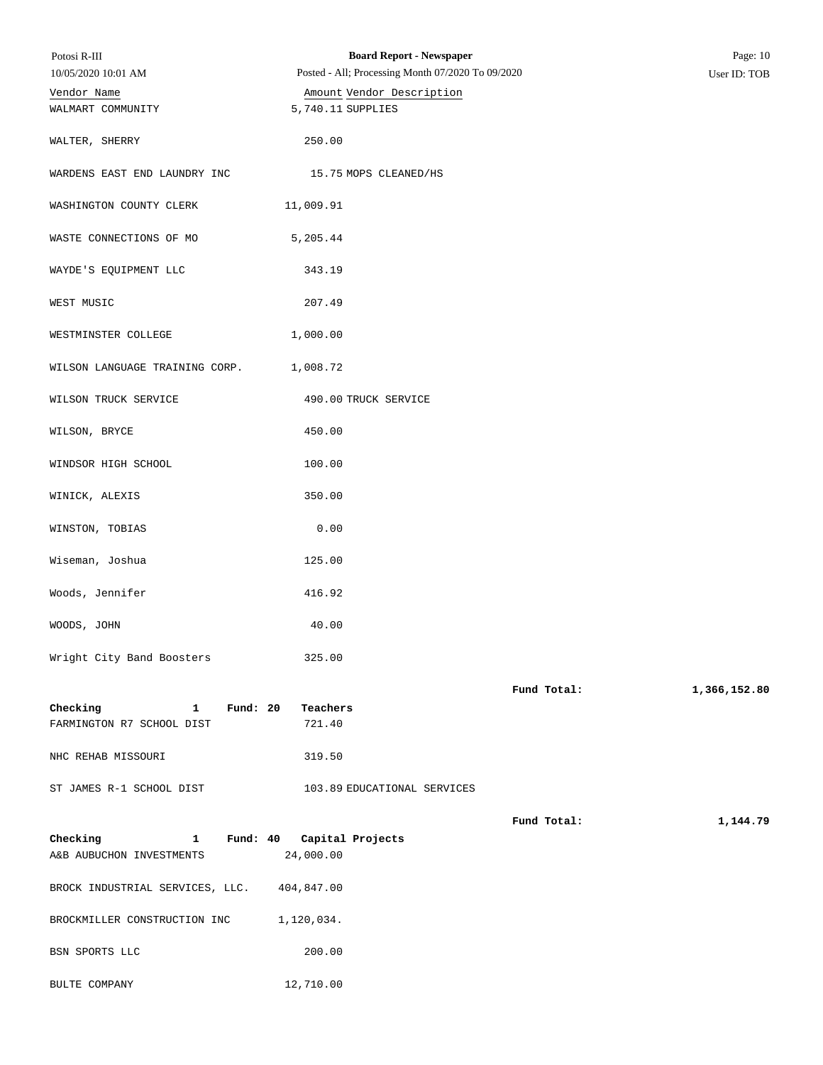| Vendor Name | Amount | Vendor Description | | |
|---|---|---|---|---|
| WALMART COMMUNITY | 5,740.11 | SUPPLIES | | |
| WALTER, SHERRY | 250.00 | | | |
| WARDENS EAST END LAUNDRY INC | 15.75 | MOPS CLEANED/HS | | |
| WASHINGTON COUNTY CLERK | 11,009.91 | | | |
| WASTE CONNECTIONS OF MO | 5,205.44 | | | |
| WAYDE'S EQUIPMENT LLC | 343.19 | | | |
| WEST MUSIC | 207.49 | | | |
| WESTMINSTER COLLEGE | 1,000.00 | | | |
| WILSON LANGUAGE TRAINING CORP. | 1,008.72 | | | |
| WILSON TRUCK SERVICE | 490.00 | TRUCK SERVICE | | |
| WILSON, BRYCE | 450.00 | | | |
| WINDSOR HIGH SCHOOL | 100.00 | | | |
| WINICK, ALEXIS | 350.00 | | | |
| WINSTON, TOBIAS | 0.00 | | | |
| Wiseman, Joshua | 125.00 | | | |
| Woods, Jennifer | 416.92 | | | |
| WOODS, JOHN | 40.00 | | | |
| Wright City Band Boosters | 325.00 | | | |
| | | | **Fund Total:** | **1,366,152.80** |
| **Checking 1 Fund: 20** | **Teachers** | | | |
| FARMINGTON R7 SCHOOL DIST | 721.40 | | | |
| NHC REHAB MISSOURI | 319.50 | | | |
| ST JAMES R-1 SCHOOL DIST | 103.89 | EDUCATIONAL SERVICES | | |
| | | | **Fund Total:** | **1,144.79** |
| **Checking 1 Fund: 40** | **Capital Projects** | | | |
| A&B AUBUCHON INVESTMENTS | 24,000.00 | | | |
| BROCK INDUSTRIAL SERVICES, LLC. | 404,847.00 | | | |
| BROCKMILLER CONSTRUCTION INC | 1,120,034. | | | |
| BSN SPORTS LLC | 200.00 | | | |
| BULTE COMPANY | 12,710.00 | | | |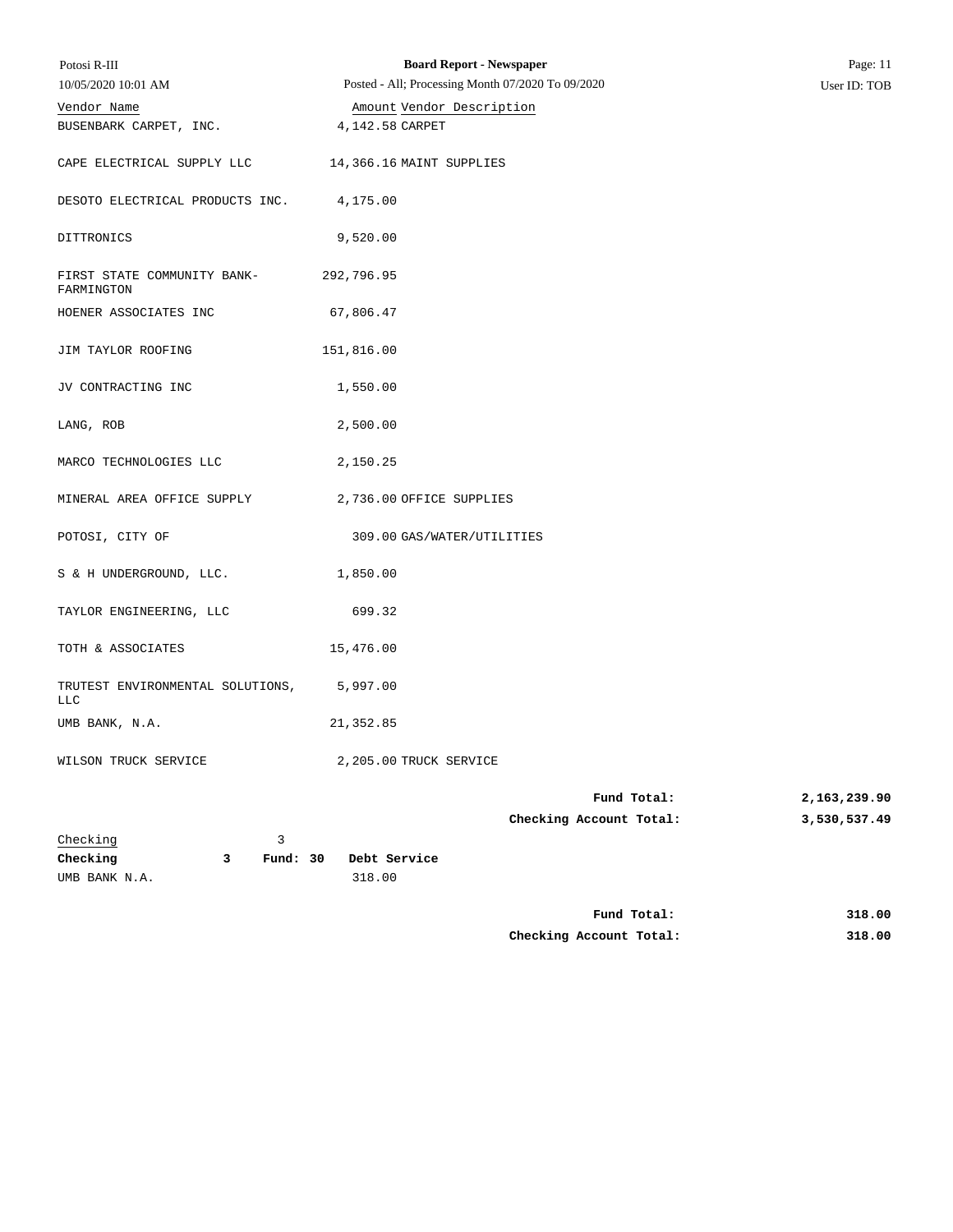| Vendor Name | Amount | Vendor Description |
| --- | --- | --- |
| BUSENBARK CARPET, INC. | 4,142.58 | CARPET |
| CAPE ELECTRICAL SUPPLY LLC | 14,366.16 | MAINT SUPPLIES |
| DESOTO ELECTRICAL PRODUCTS INC. | 4,175.00 | |
| DITTRONICS | 9,520.00 | |
| FIRST STATE COMMUNITY BANK-FARMINGTON | 292,796.95 | |
| HOENER ASSOCIATES INC | 67,806.47 | |
| JIM TAYLOR ROOFING | 151,816.00 | |
| JV CONTRACTING INC | 1,550.00 | |
| LANG, ROB | 2,500.00 | |
| MARCO TECHNOLOGIES LLC | 2,150.25 | |
| MINERAL AREA OFFICE SUPPLY | 2,736.00 | OFFICE SUPPLIES |
| POTOSI, CITY OF | 309.00 | GAS/WATER/UTILITIES |
| S & H UNDERGROUND, LLC. | 1,850.00 | |
| TAYLOR ENGINEERING, LLC | 699.32 | |
| TOTH & ASSOCIATES | 15,476.00 | |
| TRUTEST ENVIRONMENTAL SOLUTIONS, LLC | 5,997.00 | |
| UMB BANK, N.A. | 21,352.85 | |
| WILSON TRUCK SERVICE | 2,205.00 | TRUCK SERVICE |

**Fund Total:** **2,163,239.90**

**Checking Account Total:** **3,530,537.49**

Checking 3

**Checking 3 Fund: 30 Debt Service**

| | | |
| --- | --- | --- |
| UMB BANK N.A. | 318.00 | |

**Fund Total:** **318.00**

**Checking Account Total:** **318.00**